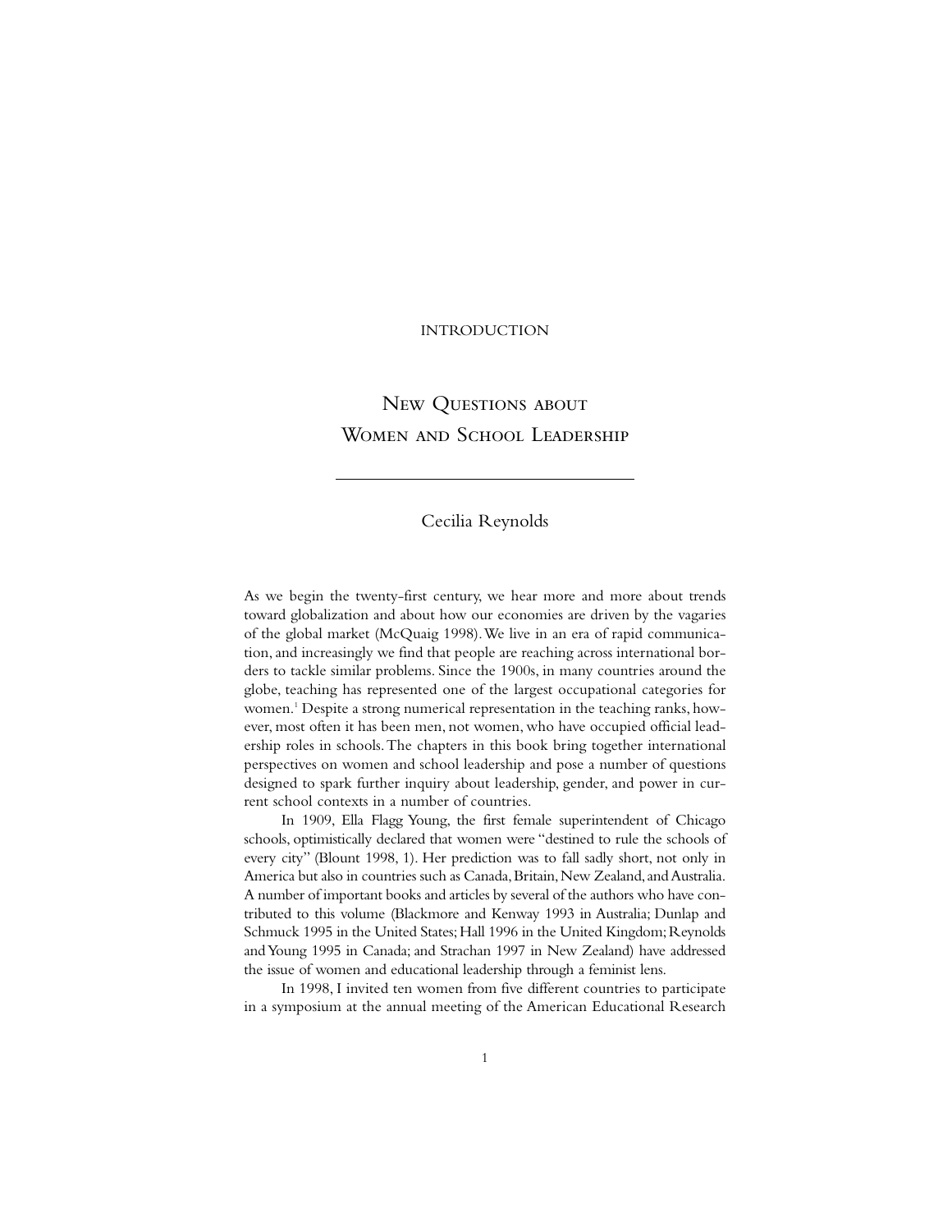INTRODUCTION

# New Questions about Women and School Leadership

Cecilia Reynolds

As we begin the twenty-first century, we hear more and more about trends toward globalization and about how our economies are driven by the vagaries of the global market (McQuaig 1998). We live in an era of rapid communication, and increasingly we find that people are reaching across international borders to tackle similar problems. Since the 1900s, in many countries around the globe, teaching has represented one of the largest occupational categories for women.[1] Despite a strong numerical representation in the teaching ranks, however, most often it has been men, not women, who have occupied official leadership roles in schools. The chapters in this book bring together international perspectives on women and school leadership and pose a number of questions designed to spark further inquiry about leadership, gender, and power in current school contexts in a number of countries.

In 1909, Ella Flagg Young, the first female superintendent of Chicago schools, optimistically declared that women were "destined to rule the schools of every city" (Blount 1998, 1). Her prediction was to fall sadly short, not only in America but also in countries such as Canada, Britain, New Zealand, and Australia. A number of important books and articles by several of the authors who have contributed to this volume (Blackmore and Kenway 1993 in Australia; Dunlap and Schmuck 1995 in the United States; Hall 1996 in the United Kingdom; Reynolds and Young 1995 in Canada; and Strachan 1997 in New Zealand) have addressed the issue of women and educational leadership through a feminist lens.

In 1998, I invited ten women from five different countries to participate in a symposium at the annual meeting of the American Educational Research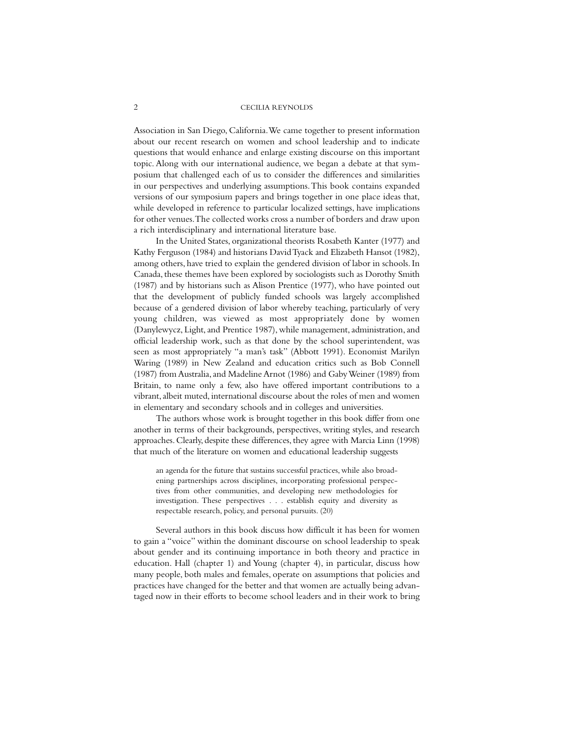Association in San Diego, California. We came together to present information about our recent research on women and school leadership and to indicate questions that would enhance and enlarge existing discourse on this important topic. Along with our international audience, we began a debate at that symposium that challenged each of us to consider the differences and similarities in our perspectives and underlying assumptions. This book contains expanded versions of our symposium papers and brings together in one place ideas that, while developed in reference to particular localized settings, have implications for other venues. The collected works cross a number of borders and draw upon a rich interdisciplinary and international literature base.

In the United States, organizational theorists Rosabeth Kanter (1977) and Kathy Ferguson (1984) and historians David Tyack and Elizabeth Hansot (1982), among others, have tried to explain the gendered division of labor in schools. In Canada, these themes have been explored by sociologists such as Dorothy Smith (1987) and by historians such as Alison Prentice (1977), who have pointed out that the development of publicly funded schools was largely accomplished because of a gendered division of labor whereby teaching, particularly of very young children, was viewed as most appropriately done by women (Danylewycz, Light, and Prentice 1987), while management, administration, and official leadership work, such as that done by the school superintendent, was seen as most appropriately "a man's task" (Abbott 1991). Economist Marilyn Waring (1989) in New Zealand and education critics such as Bob Connell (1987) from Australia, and Madeline Arnot (1986) and Gaby Weiner (1989) from Britain, to name only a few, also have offered important contributions to a vibrant, albeit muted, international discourse about the roles of men and women in elementary and secondary schools and in colleges and universities.

The authors whose work is brought together in this book differ from one another in terms of their backgrounds, perspectives, writing styles, and research approaches. Clearly, despite these differences, they agree with Marcia Linn (1998) that much of the literature on women and educational leadership suggests

> an agenda for the future that sustains successful practices, while also broadening partnerships across disciplines, incorporating professional perspectives from other communities, and developing new methodologies for investigation. These perspectives . . . establish equity and diversity as respectable research, policy, and personal pursuits. (20)

Several authors in this book discuss how difficult it has been for women to gain a "voice" within the dominant discourse on school leadership to speak about gender and its continuing importance in both theory and practice in education. Hall (chapter 1) and Young (chapter 4), in particular, discuss how many people, both males and females, operate on assumptions that policies and practices have changed for the better and that women are actually being advantaged now in their efforts to become school leaders and in their work to bring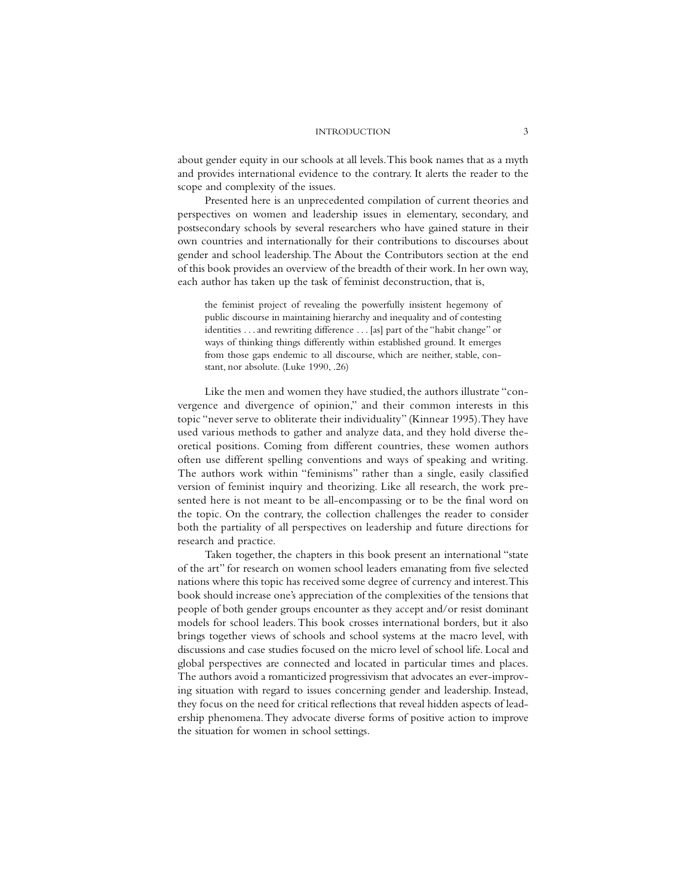about gender equity in our schools at all levels. This book names that as a myth and provides international evidence to the contrary. It alerts the reader to the scope and complexity of the issues.

Presented here is an unprecedented compilation of current theories and perspectives on women and leadership issues in elementary, secondary, and postsecondary schools by several researchers who have gained stature in their own countries and internationally for their contributions to discourses about gender and school leadership. The About the Contributors section at the end of this book provides an overview of the breadth of their work. In her own way, each author has taken up the task of feminist deconstruction, that is,

> the feminist project of revealing the powerfully insistent hegemony of public discourse in maintaining hierarchy and inequality and of contesting identities . . . and rewriting difference . . . [as] part of the "habit change" or ways of thinking things differently within established ground. It emerges from those gaps endemic to all discourse, which are neither, stable, constant, nor absolute. (Luke 1990, .26)

Like the men and women they have studied, the authors illustrate "convergence and divergence of opinion," and their common interests in this topic "never serve to obliterate their individuality" (Kinnear 1995). They have used various methods to gather and analyze data, and they hold diverse theoretical positions. Coming from different countries, these women authors often use different spelling conventions and ways of speaking and writing. The authors work within "feminisms" rather than a single, easily classified version of feminist inquiry and theorizing. Like all research, the work presented here is not meant to be all-encompassing or to be the final word on the topic. On the contrary, the collection challenges the reader to consider both the partiality of all perspectives on leadership and future directions for research and practice.

Taken together, the chapters in this book present an international "state of the art" for research on women school leaders emanating from five selected nations where this topic has received some degree of currency and interest. This book should increase one's appreciation of the complexities of the tensions that people of both gender groups encounter as they accept and/or resist dominant models for school leaders. This book crosses international borders, but it also brings together views of schools and school systems at the macro level, with discussions and case studies focused on the micro level of school life. Local and global perspectives are connected and located in particular times and places. The authors avoid a romanticized progressivism that advocates an ever-improving situation with regard to issues concerning gender and leadership. Instead, they focus on the need for critical reflections that reveal hidden aspects of leadership phenomena. They advocate diverse forms of positive action to improve the situation for women in school settings.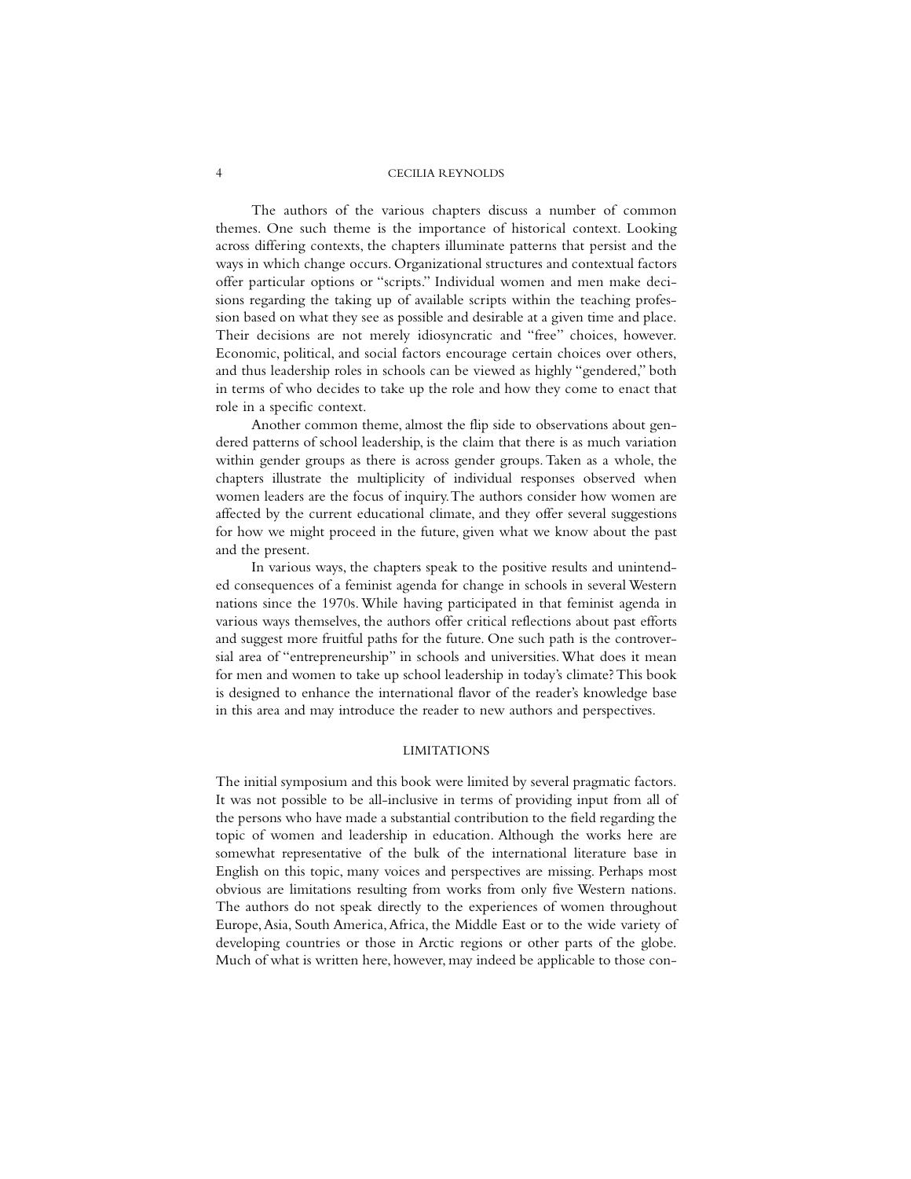The authors of the various chapters discuss a number of common themes. One such theme is the importance of historical context. Looking across differing contexts, the chapters illuminate patterns that persist and the ways in which change occurs. Organizational structures and contextual factors offer particular options or "scripts." Individual women and men make decisions regarding the taking up of available scripts within the teaching profession based on what they see as possible and desirable at a given time and place. Their decisions are not merely idiosyncratic and "free" choices, however. Economic, political, and social factors encourage certain choices over others, and thus leadership roles in schools can be viewed as highly "gendered," both in terms of who decides to take up the role and how they come to enact that role in a specific context.

Another common theme, almost the flip side to observations about gendered patterns of school leadership, is the claim that there is as much variation within gender groups as there is across gender groups. Taken as a whole, the chapters illustrate the multiplicity of individual responses observed when women leaders are the focus of inquiry. The authors consider how women are affected by the current educational climate, and they offer several suggestions for how we might proceed in the future, given what we know about the past and the present.

In various ways, the chapters speak to the positive results and unintended consequences of a feminist agenda for change in schools in several Western nations since the 1970s. While having participated in that feminist agenda in various ways themselves, the authors offer critical reflections about past efforts and suggest more fruitful paths for the future. One such path is the controversial area of "entrepreneurship" in schools and universities. What does it mean for men and women to take up school leadership in today's climate? This book is designed to enhance the international flavor of the reader's knowledge base in this area and may introduce the reader to new authors and perspectives.

## LIMITATIONS

The initial symposium and this book were limited by several pragmatic factors. It was not possible to be all-inclusive in terms of providing input from all of the persons who have made a substantial contribution to the field regarding the topic of women and leadership in education. Although the works here are somewhat representative of the bulk of the international literature base in English on this topic, many voices and perspectives are missing. Perhaps most obvious are limitations resulting from works from only five Western nations. The authors do not speak directly to the experiences of women throughout Europe, Asia, South America, Africa, the Middle East or to the wide variety of developing countries or those in Arctic regions or other parts of the globe. Much of what is written here, however, may indeed be applicable to those con-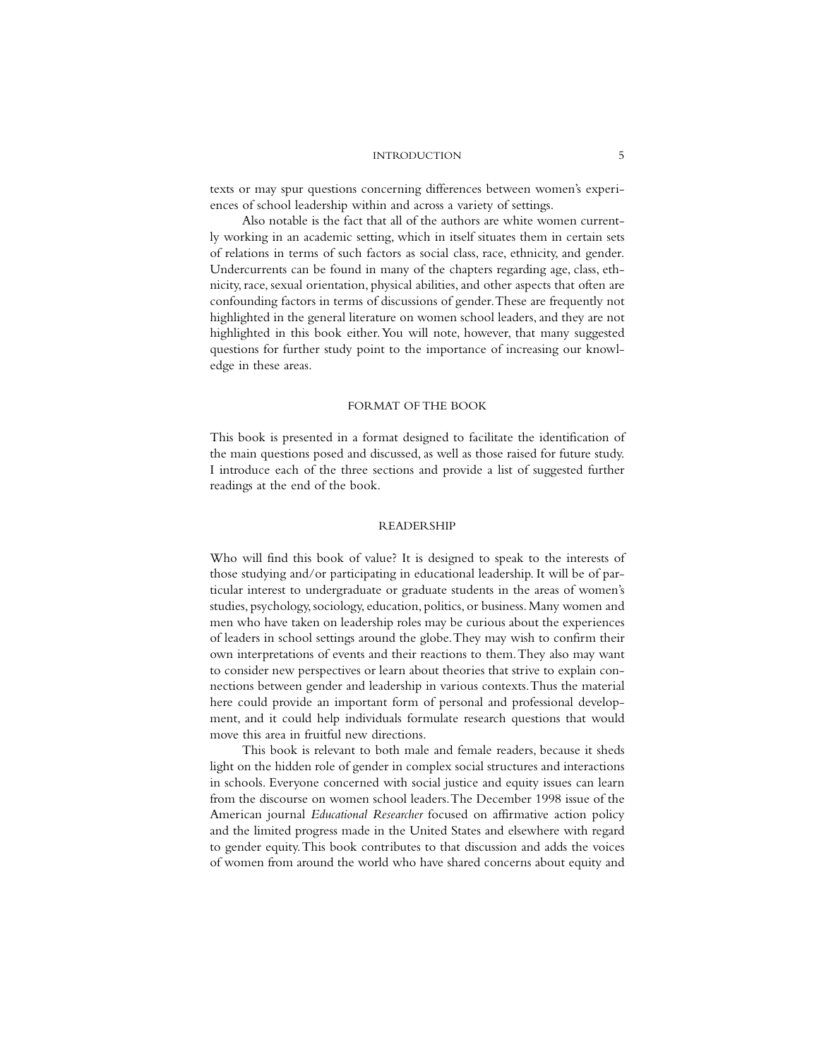texts or may spur questions concerning differences between women's experiences of school leadership within and across a variety of settings.

Also notable is the fact that all of the authors are white women currently working in an academic setting, which in itself situates them in certain sets of relations in terms of such factors as social class, race, ethnicity, and gender. Undercurrents can be found in many of the chapters regarding age, class, ethnicity, race, sexual orientation, physical abilities, and other aspects that often are confounding factors in terms of discussions of gender. These are frequently not highlighted in the general literature on women school leaders, and they are not highlighted in this book either. You will note, however, that many suggested questions for further study point to the importance of increasing our knowledge in these areas.

## FORMAT OF THE BOOK

This book is presented in a format designed to facilitate the identification of the main questions posed and discussed, as well as those raised for future study. I introduce each of the three sections and provide a list of suggested further readings at the end of the book.

## READERSHIP

Who will find this book of value? It is designed to speak to the interests of those studying and/or participating in educational leadership. It will be of particular interest to undergraduate or graduate students in the areas of women's studies, psychology, sociology, education, politics, or business. Many women and men who have taken on leadership roles may be curious about the experiences of leaders in school settings around the globe. They may wish to confirm their own interpretations of events and their reactions to them. They also may want to consider new perspectives or learn about theories that strive to explain connections between gender and leadership in various contexts. Thus the material here could provide an important form of personal and professional development, and it could help individuals formulate research questions that would move this area in fruitful new directions.

This book is relevant to both male and female readers, because it sheds light on the hidden role of gender in complex social structures and interactions in schools. Everyone concerned with social justice and equity issues can learn from the discourse on women school leaders. The December 1998 issue of the American journal *Educational Researcher* focused on affirmative action policy and the limited progress made in the United States and elsewhere with regard to gender equity. This book contributes to that discussion and adds the voices of women from around the world who have shared concerns about equity and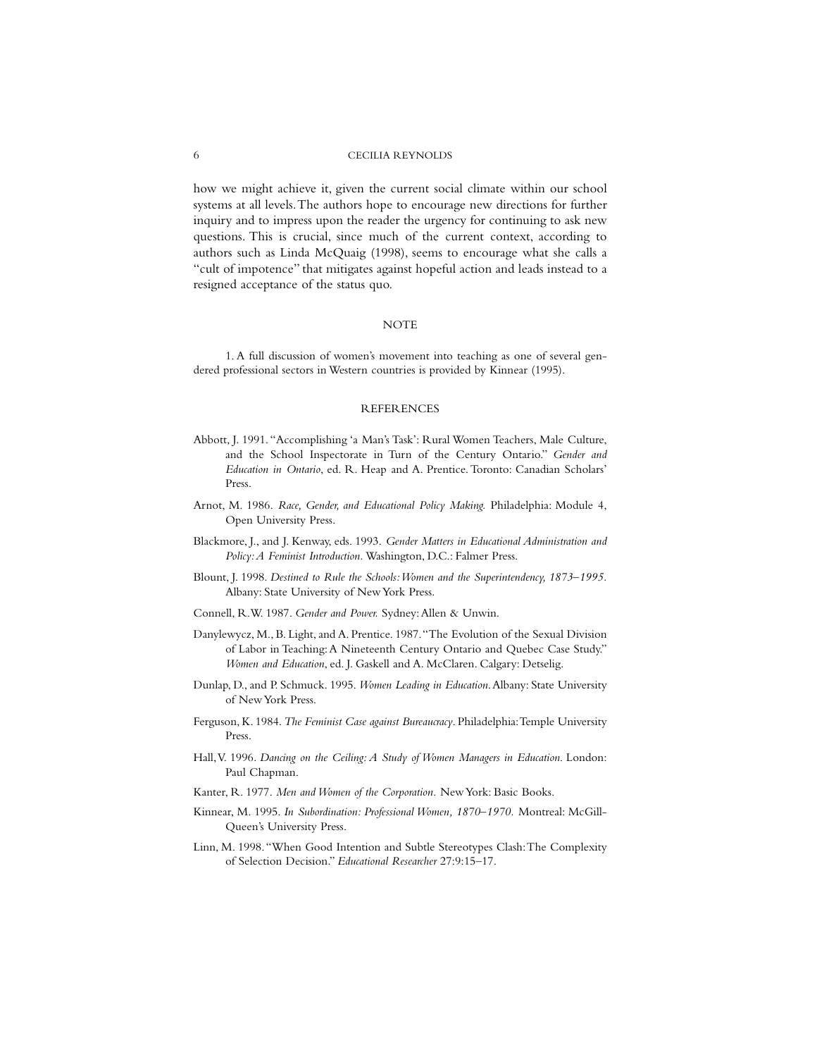how we might achieve it, given the current social climate within our school systems at all levels. The authors hope to encourage new directions for further inquiry and to impress upon the reader the urgency for continuing to ask new questions. This is crucial, since much of the current context, according to authors such as Linda McQuaig (1998), seems to encourage what she calls a "cult of impotence" that mitigates against hopeful action and leads instead to a resigned acceptance of the status quo.

## NOTE

1. A full discussion of women's movement into teaching as one of several gendered professional sectors in Western countries is provided by Kinnear (1995).

## REFERENCES

Abbott, J. 1991. "Accomplishing 'a Man's Task': Rural Women Teachers, Male Culture, and the School Inspectorate in Turn of the Century Ontario." *Gender and Education in Ontario*, ed. R. Heap and A. Prentice. Toronto: Canadian Scholars' Press.

Arnot, M. 1986. *Race, Gender, and Educational Policy Making.* Philadelphia: Module 4, Open University Press.

Blackmore, J., and J. Kenway, eds. 1993. *Gender Matters in Educational Administration and Policy: A Feminist Introduction.* Washington, D.C.: Falmer Press.

Blount, J. 1998. *Destined to Rule the Schools: Women and the Superintendency, 1873–1995.* Albany: State University of New York Press.

Connell, R.W. 1987. *Gender and Power.* Sydney: Allen & Unwin.

Danylewycz, M., B. Light, and A. Prentice. 1987. "The Evolution of the Sexual Division of Labor in Teaching: A Nineteenth Century Ontario and Quebec Case Study." *Women and Education*, ed. J. Gaskell and A. McClaren. Calgary: Detselig.

Dunlap, D., and P. Schmuck. 1995. *Women Leading in Education.* Albany: State University of New York Press.

Ferguson, K. 1984. *The Feminist Case against Bureaucracy.* Philadelphia: Temple University Press.

Hall, V. 1996. *Dancing on the Ceiling: A Study of Women Managers in Education.* London: Paul Chapman.

Kanter, R. 1977. *Men and Women of the Corporation.* New York: Basic Books.

Kinnear, M. 1995. *In Subordination: Professional Women, 1870–1970.* Montreal: McGill-Queen's University Press.

Linn, M. 1998. "When Good Intention and Subtle Stereotypes Clash: The Complexity of Selection Decision." *Educational Researcher* 27:9:15–17.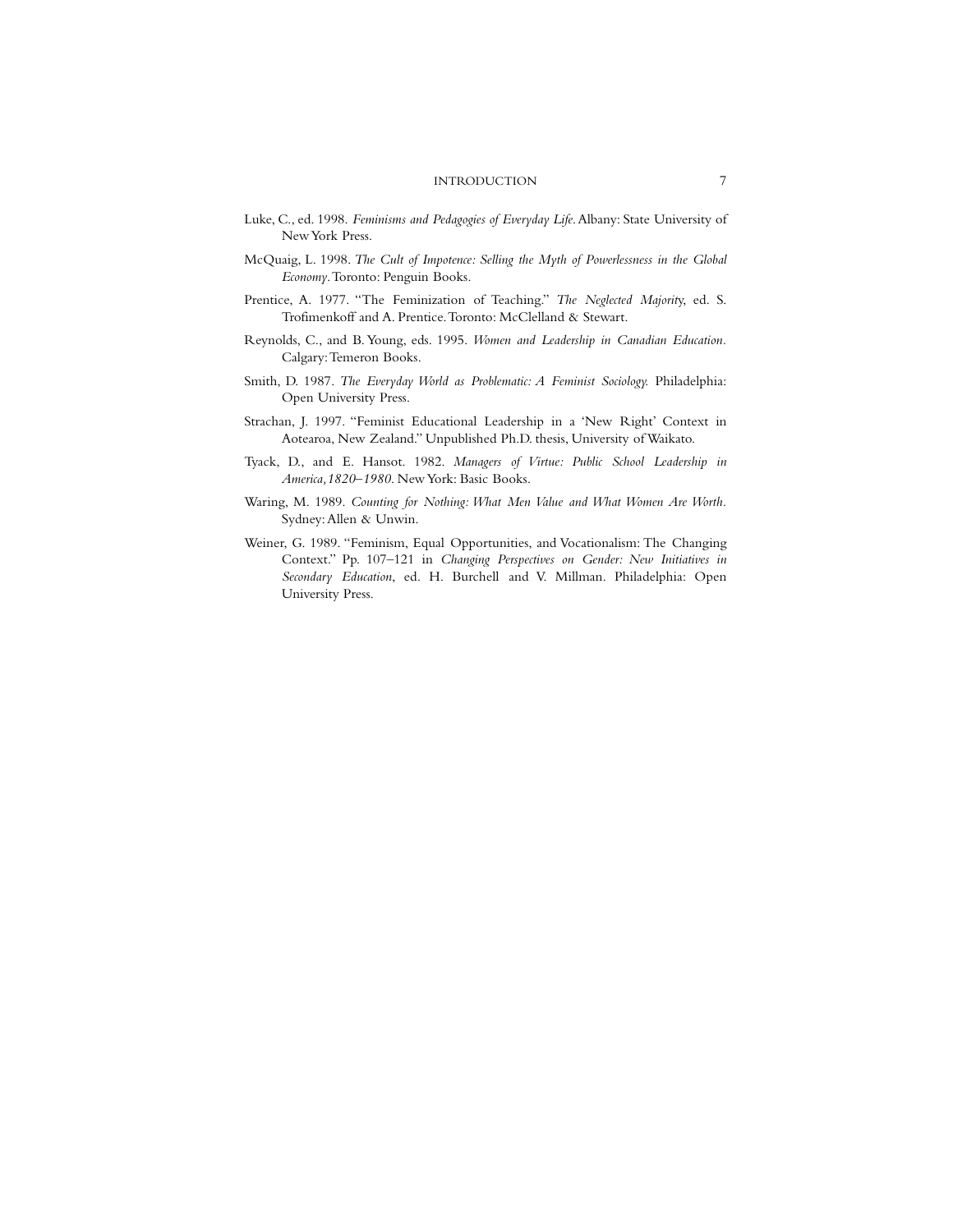Luke, C., ed. 1998. *Feminisms and Pedagogies of Everyday Life*. Albany: State University of New York Press.

McQuaig, L. 1998. *The Cult of Impotence: Selling the Myth of Powerlessness in the Global Economy*. Toronto: Penguin Books.

Prentice, A. 1977. "The Feminization of Teaching." *The Neglected Majority*, ed. S. Trofimenkoff and A. Prentice. Toronto: McClelland & Stewart.

Reynolds, C., and B. Young, eds. 1995. *Women and Leadership in Canadian Education*. Calgary: Temeron Books.

Smith, D. 1987. *The Everyday World as Problematic: A Feminist Sociology.* Philadelphia: Open University Press.

Strachan, J. 1997. "Feminist Educational Leadership in a 'New Right' Context in Aotearoa, New Zealand." Unpublished Ph.D. thesis, University of Waikato.

Tyack, D., and E. Hansot. 1982. *Managers of Virtue: Public School Leadership in America, 1820–1980*. New York: Basic Books.

Waring, M. 1989. *Counting for Nothing: What Men Value and What Women Are Worth*. Sydney: Allen & Unwin.

Weiner, G. 1989. "Feminism, Equal Opportunities, and Vocationalism: The Changing Context." Pp. 107–121 in *Changing Perspectives on Gender: New Initiatives in Secondary Education*, ed. H. Burchell and V. Millman. Philadelphia: Open University Press.